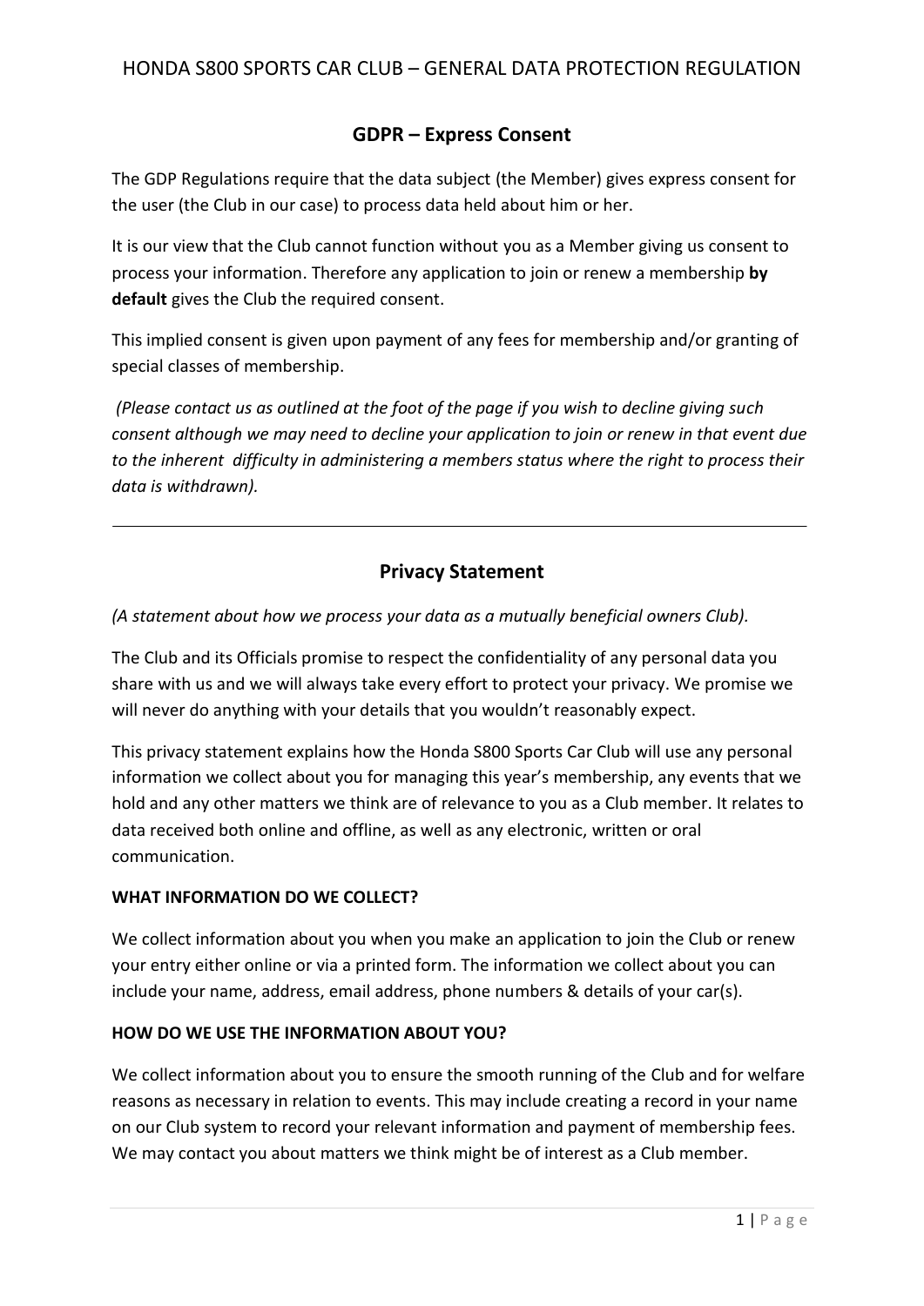## GDPR – Express Consent

The GDP Regulations require that the data subject (the Member) gives express consent for the user (the Club in our case) to process data held about him or her.

It is our view that the Club cannot function without you as a Member giving us consent to process your information. Therefore any application to join or renew a membership **by default** gives the Club the required consent.

This implied consent is given upon payment of any fees for membership and/or granting of special classes of membership.

*(Please contact us as outlined at the foot of the page if you wish to decline giving such consent although we may need to decline your application to join or renew in that event due to the inherent difficulty in administering a members status where the right to process their data is withdrawn).*

---

## Privacy Statement

*(A statement about how we process your data as a mutually beneficial owners Club).*

The Club and its Officials promise to respect the confidentiality of any personal data you share with us and we will always take every effort to protect your privacy. We promise we will never do anything with your details that you wouldn't reasonably expect.

This privacy statement explains how the Honda S800 Sports Car Club will use any personal information we collect about you for managing this year's membership, any events that we hold and any other matters we think are of relevance to you as a Club member. It relates to data received both online and offline, as well as any electronic, written or oral communication.

**WHAT INFORMATION DO WE COLLECT?**

We collect information about you when you make an application to join the Club or renew your entry either online or via a printed form. The information we collect about you can include your name, address, email address, phone numbers & details of your car(s).

**HOW DO WE USE THE INFORMATION ABOUT YOU?**

We collect information about you to ensure the smooth running of the Club and for welfare reasons as necessary in relation to events. This may include creating a record in your name on our Club system to record your relevant information and payment of membership fees. We may contact you about matters we think might be of interest as a Club member.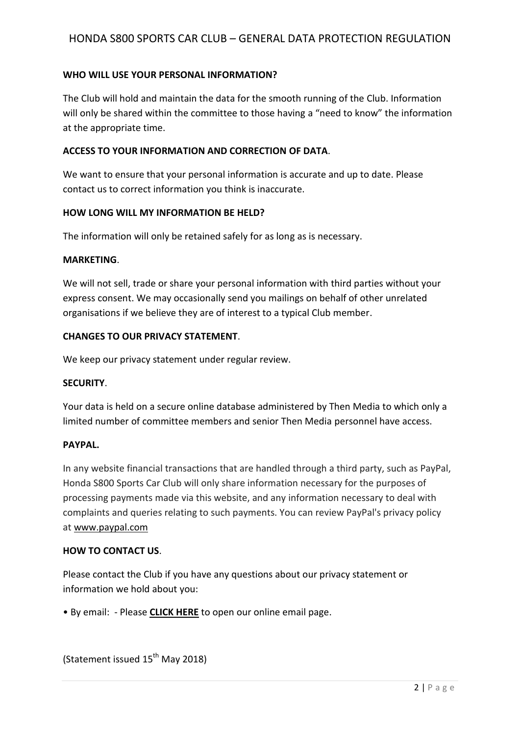**WHO WILL USE YOUR PERSONAL INFORMATION?**

The Club will hold and maintain the data for the smooth running of the Club. Information will only be shared within the committee to those having a "need to know" the information at the appropriate time.

**ACCESS TO YOUR INFORMATION AND CORRECTION OF DATA**.

We want to ensure that your personal information is accurate and up to date. Please contact us to correct information you think is inaccurate.

**HOW LONG WILL MY INFORMATION BE HELD?**

The information will only be retained safely for as long as is necessary.

**MARKETING**.

We will not sell, trade or share your personal information with third parties without your express consent. We may occasionally send you mailings on behalf of other unrelated organisations if we believe they are of interest to a typical Club member.

**CHANGES TO OUR PRIVACY STATEMENT**.

We keep our privacy statement under regular review.

**SECURITY**.

Your data is held on a secure online database administered by Then Media to which only a limited number of committee members and senior Then Media personnel have access.

**PAYPAL.**

In any website financial transactions that are handled through a third party, such as PayPal, Honda S800 Sports Car Club will only share information necessary for the purposes of processing payments made via this website, and any information necessary to deal with complaints and queries relating to such payments. You can review PayPal's privacy policy at www.paypal.com

**HOW TO CONTACT US**.

Please contact the Club if you have any questions about our privacy statement or information we hold about you:

• By email: - Please **CLICK HERE** to open our online email page.

(Statement issued 15th May 2018)